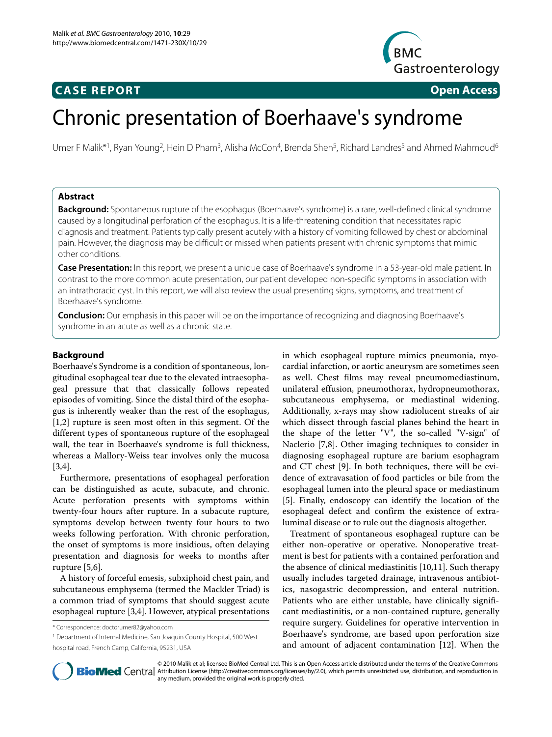**CASE REPORT** **Open Access**

# Chronic presentation of Boerhaave's syndrome

Umer F Malik*[1], Ryan Young[2], Hein D Pham[3], Alisha McCon[4], Brenda Shen[5], Richard Landres[5] and Ahmed Mahmoud[6]

## Abstract

**Background:** Spontaneous rupture of the esophagus (Boerhaave's syndrome) is a rare, well-defined clinical syndrome caused by a longitudinal perforation of the esophagus. It is a life-threatening condition that necessitates rapid diagnosis and treatment. Patients typically present acutely with a history of vomiting followed by chest or abdominal pain. However, the diagnosis may be difficult or missed when patients present with chronic symptoms that mimic other conditions.

**Case Presentation:** In this report, we present a unique case of Boerhaave's syndrome in a 53-year-old male patient. In contrast to the more common acute presentation, our patient developed non-specific symptoms in association with an intrathoracic cyst. In this report, we will also review the usual presenting signs, symptoms, and treatment of Boerhaave's syndrome.

**Conclusion:** Our emphasis in this paper will be on the importance of recognizing and diagnosing Boerhaave's syndrome in an acute as well as a chronic state.

## Background

Boerhaave's Syndrome is a condition of spontaneous, longitudinal esophageal tear due to the elevated intraesophageal pressure that that classically follows repeated episodes of vomiting. Since the distal third of the esophagus is inherently weaker than the rest of the esophagus, [1,2] rupture is seen most often in this segment. Of the different types of spontaneous rupture of the esophageal wall, the tear in Boerhaave's syndrome is full thickness, whereas a Mallory-Weiss tear involves only the mucosa [3,4].

Furthermore, presentations of esophageal perforation can be distinguished as acute, subacute, and chronic. Acute perforation presents with symptoms within twenty-four hours after rupture. In a subacute rupture, symptoms develop between twenty four hours to two weeks following perforation. With chronic perforation, the onset of symptoms is more insidious, often delaying presentation and diagnosis for weeks to months after rupture [5,6].

A history of forceful emesis, subxiphoid chest pain, and subcutaneous emphysema (termed the Mackler Triad) is a common triad of symptoms that should suggest acute esophageal rupture [3,4]. However, atypical presentations in which esophageal rupture mimics pneumonia, myocardial infarction, or aortic aneurysm are sometimes seen as well. Chest films may reveal pneumomediastinum, unilateral effusion, pneumothorax, hydropneumothorax, subcutaneous emphysema, or mediastinal widening. Additionally, x-rays may show radiolucent streaks of air which dissect through fascial planes behind the heart in the shape of the letter "V", the so-called "V-sign" of Naclerio [7,8]. Other imaging techniques to consider in diagnosing esophageal rupture are barium esophagram and CT chest [9]. In both techniques, there will be evidence of extravasation of food particles or bile from the esophageal lumen into the pleural space or mediastinum [5]. Finally, endoscopy can identify the location of the esophageal defect and confirm the existence of extraluminal disease or to rule out the diagnosis altogether.

Treatment of spontaneous esophageal rupture can be either non-operative or operative. Nonoperative treatment is best for patients with a contained perforation and the absence of clinical mediastinitis [10,11]. Such therapy usually includes targeted drainage, intravenous antibiotics, nasogastric decompression, and enteral nutrition. Patients who are either unstable, have clinically significant mediastinitis, or a non-contained rupture, generally require surgery. Guidelines for operative intervention in Boerhaave's syndrome, are based upon perforation size and amount of adjacent contamination [12]. When the

\* Correspondence: doctorumer82@yahoo.com

[1] Department of Internal Medicine, San Joaquin County Hospital, 500 West hospital road, French Camp, California, 95231, USA

© 2010 Malik et al; licensee BioMed Central Ltd. This is an Open Access article distributed under the terms of the Creative Commons Attribution License (http://creativecommons.org/licenses/by/2.0), which permits unrestricted use, distribution, and reproduction in any medium, provided the original work is properly cited.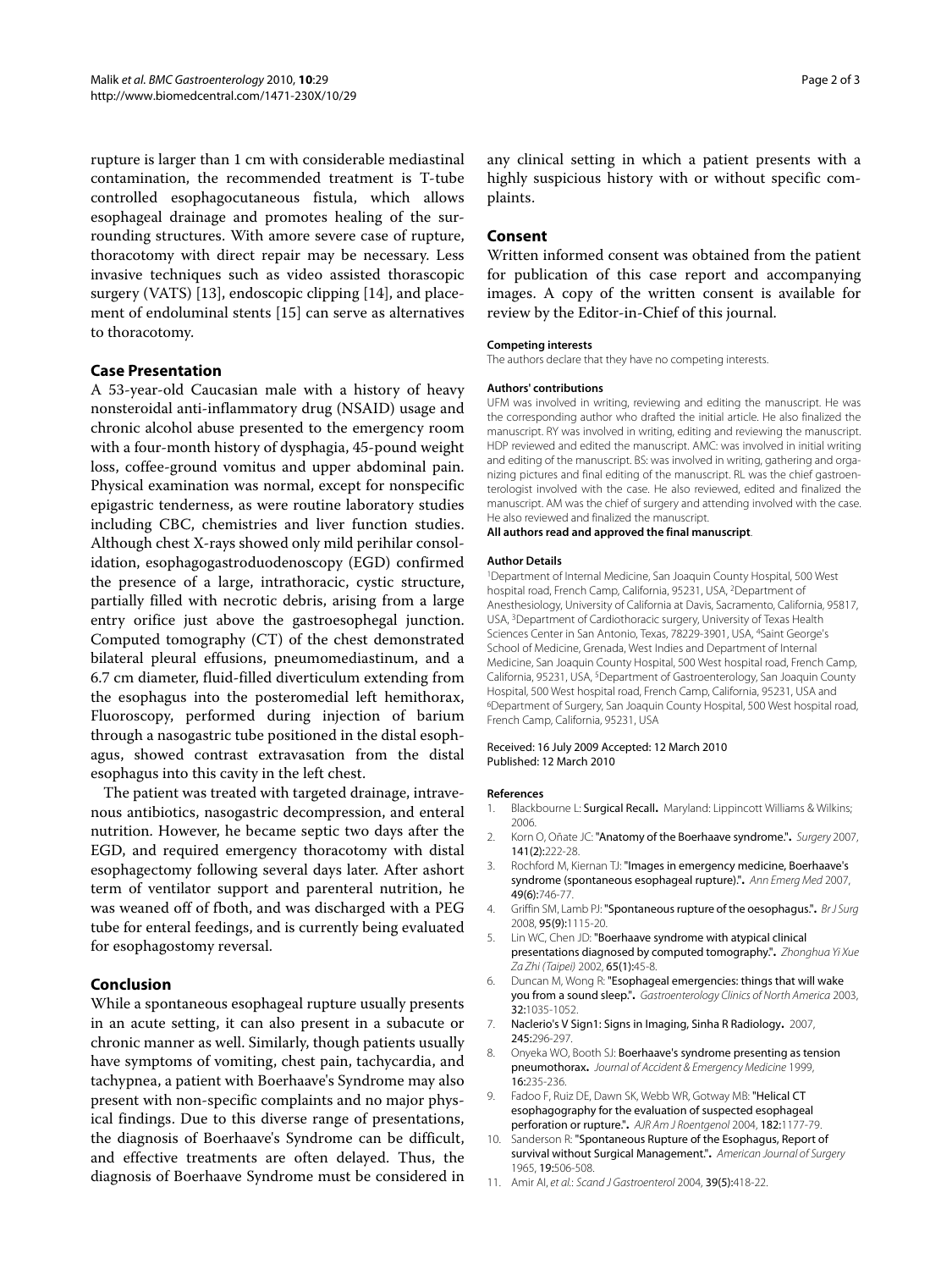rupture is larger than 1 cm with considerable mediastinal contamination, the recommended treatment is T-tube controlled esophagocutaneous fistula, which allows esophageal drainage and promotes healing of the surrounding structures. With amore severe case of rupture, thoracotomy with direct repair may be necessary. Less invasive techniques such as video assisted thoracscopic surgery (VATS) [13], endoscopic clipping [14], and placement of endoluminal stents [15] can serve as alternatives to thoracotomy.

## Case Presentation

A 53-year-old Caucasian male with a history of heavy nonsteroidal anti-inflammatory drug (NSAID) usage and chronic alcohol abuse presented to the emergency room with a four-month history of dysphagia, 45-pound weight loss, coffee-ground vomitus and upper abdominal pain. Physical examination was normal, except for nonspecific epigastric tenderness, as were routine laboratory studies including CBC, chemistries and liver function studies. Although chest X-rays showed only mild perihilar consolidation, esophagogastroduodenoscopy (EGD) confirmed the presence of a large, intrathoracic, cystic structure, partially filled with necrotic debris, arising from a large entry orifice just above the gastroesophegal junction. Computed tomography (CT) of the chest demonstrated bilateral pleural effusions, pneumomediastinum, and a 6.7 cm diameter, fluid-filled diverticulum extending from the esophagus into the posteromedial left hemithorax, Fluoroscopy, performed during injection of barium through a nasogastric tube positioned in the distal esophagus, showed contrast extravasation from the distal esophagus into this cavity in the left chest.

The patient was treated with targeted drainage, intravenous antibiotics, nasogastric decompression, and enteral nutrition. However, he became septic two days after the EGD, and required emergency thoracotomy with distal esophagectomy following several days later. After ashort term of ventilator support and parenteral nutrition, he was weaned off of fboth, and was discharged with a PEG tube for enteral feedings, and is currently being evaluated for esophagostomy reversal.

## Conclusion

While a spontaneous esophageal rupture usually presents in an acute setting, it can also present in a subacute or chronic manner as well. Similarly, though patients usually have symptoms of vomiting, chest pain, tachycardia, and tachypnea, a patient with Boerhaave's Syndrome may also present with non-specific complaints and no major physical findings. Due to this diverse range of presentations, the diagnosis of Boerhaave's Syndrome can be difficult, and effective treatments are often delayed. Thus, the diagnosis of Boerhaave Syndrome must be considered in any clinical setting in which a patient presents with a highly suspicious history with or without specific complaints.

## Consent

Written informed consent was obtained from the patient for publication of this case report and accompanying images. A copy of the written consent is available for review by the Editor-in-Chief of this journal.

#### Competing interests

The authors declare that they have no competing interests.

#### Authors' contributions

UFM was involved in writing, reviewing and editing the manuscript. He was the corresponding author who drafted the initial article. He also finalized the manuscript. RY was involved in writing, editing and reviewing the manuscript. HDP reviewed and edited the manuscript. AMC: was involved in initial writing and editing of the manuscript. BS: was involved in writing, gathering and organizing pictures and final editing of the manuscript. RL was the chief gastroenterologist involved with the case. He also reviewed, edited and finalized the manuscript. AM was the chief of surgery and attending involved with the case. He also reviewed and finalized the manuscript.

**All authors read and approved the final manuscript**.

#### Author Details

[1]Department of Internal Medicine, San Joaquin County Hospital, 500 West hospital road, French Camp, California, 95231, USA, [2]Department of Anesthesiology, University of California at Davis, Sacramento, California, 95817, USA, [3]Department of Cardiothoracic surgery, University of Texas Health Sciences Center in San Antonio, Texas, 78229-3901, USA, [4]Saint George's School of Medicine, Grenada, West Indies and Department of Internal Medicine, San Joaquin County Hospital, 500 West hospital road, French Camp, California, 95231, USA, [5]Department of Gastroenterology, San Joaquin County Hospital, 500 West hospital road, French Camp, California, 95231, USA and [6]Department of Surgery, San Joaquin County Hospital, 500 West hospital road, French Camp, California, 95231, USA

Received: 16 July 2009 Accepted: 12 March 2010
Published: 12 March 2010

#### References

1. Blackbourne L: **Surgical Recall.** Maryland: Lippincott Williams & Wilkins; 2006.
2. Korn O, Oñate JC: **"Anatomy of the Boerhaave syndrome.".** *Surgery* 2007, **141(2)**:222-28.
3. Rochford M, Kiernan TJ: **"Images in emergency medicine, Boerhaave's syndrome (spontaneous esophageal rupture).".** *Ann Emerg Med* 2007, **49(6)**:746-77.
4. Griffin SM, Lamb PJ: **"Spontaneous rupture of the oesophagus.".** *Br J Surg* 2008, **95(9)**:1115-20.
5. Lin WC, Chen JD: **"Boerhaave syndrome with atypical clinical presentations diagnosed by computed tomography.".** *Zhonghua Yi Xue Za Zhi (Taipei)* 2002, **65(1)**:45-8.
6. Duncan M, Wong R: **"Esophageal emergencies: things that will wake you from a sound sleep.".** *Gastroenterology Clinics of North America* 2003, **32**:1035-1052.
7. Naclerio's V Sign1: Signs in Imaging, Sinha R Radiology**.** 2007, **245**:296-297.
8. Onyeka WO, Booth SJ: **Boerhaave's syndrome presenting as tension pneumothorax.** *Journal of Accident & Emergency Medicine* 1999, **16**:235-236.
9. Fadoo F, Ruiz DE, Dawn SK, Webb WR, Gotway MB: **"Helical CT esophagography for the evaluation of suspected esophageal perforation or rupture.".** *AJR Am J Roentgenol* 2004, **182**:1177-79.
10. Sanderson R: **"Spontaneous Rupture of the Esophagus, Report of survival without Surgical Management.".** *American Journal of Surgery* 1965, **19**:506-508.
11. Amir AI, *et al.*: *Scand J Gastroenterol* 2004, **39(5)**:418-22.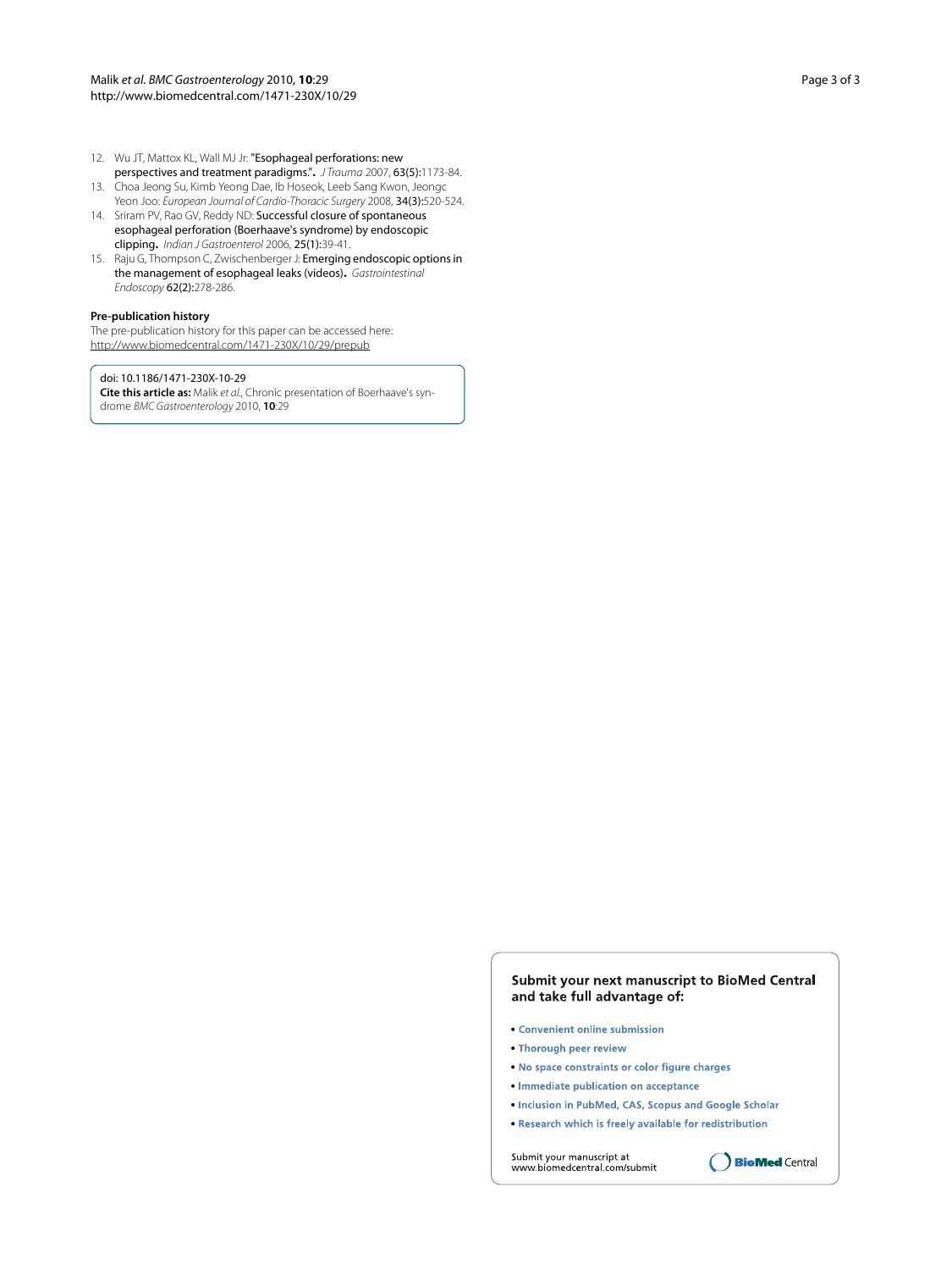12. Wu JT, Mattox KL, Wall MJ Jr: **"Esophageal perforations: new perspectives and treatment paradigms.".** *J Trauma* 2007, **63(5):**1173-84.
13. Choa Jeong Su, Kimb Yeong Dae, Ib Hoseok, Leeb Sang Kwon, Jeongc Yeon Joo: *European Journal of Cardio-Thoracic Surgery* 2008, **34(3):**520-524.
14. Sriram PV, Rao GV, Reddy ND: **Successful closure of spontaneous esophageal perforation (Boerhaave's syndrome) by endoscopic clipping.** *Indian J Gastroenterol* 2006, **25(1):**39-41.
15. Raju G, Thompson C, Zwischenberger J: **Emerging endoscopic options in the management of esophageal leaks (videos).** *Gastrointestinal Endoscopy* **62(2):**278-286.

### Pre-publication history

The pre-publication history for this paper can be accessed here:
http://www.biomedcentral.com/1471-230X/10/29/prepub

doi: 10.1186/1471-230X-10-29
**Cite this article as:** Malik *et al.*, Chronic presentation of Boerhaave's syndrome *BMC Gastroenterology* 2010, **10**:29

**Submit your next manuscript to BioMed Central and take full advantage of:**

- **Convenient online submission**
- **Thorough peer review**
- **No space constraints or color figure charges**
- **Immediate publication on acceptance**
- **Inclusion in PubMed, CAS, Scopus and Google Scholar**
- **Research which is freely available for redistribution**

Submit your manuscript at
www.biomedcentral.com/submit

BioMed Central